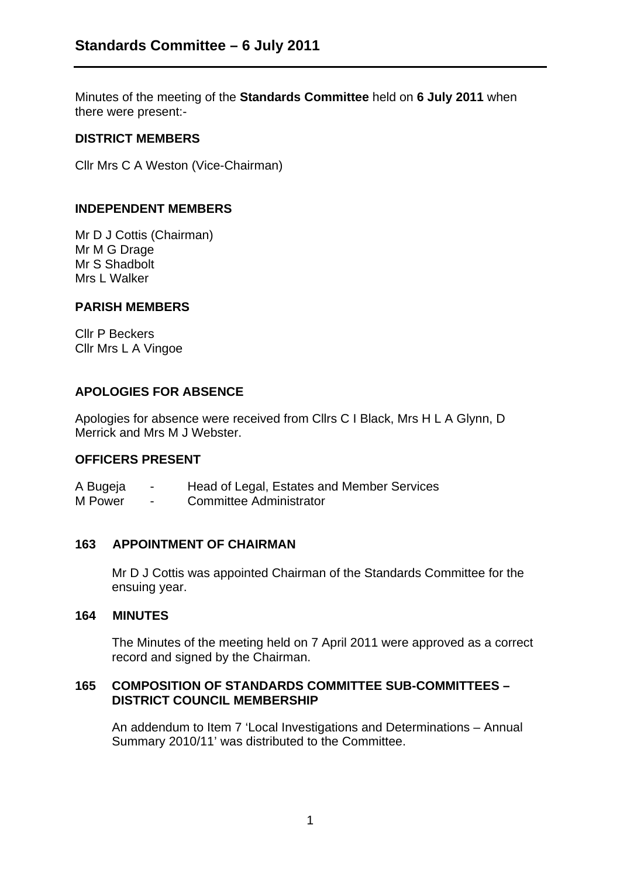# Standards Committee – 6 July 2011

Minutes of the meeting of the **Standards Committee** held on **6 July 2011** when there were present:-

**DISTRICT MEMBERS**

Cllr Mrs C A Weston (Vice-Chairman)

**INDEPENDENT MEMBERS**

Mr D J Cottis (Chairman)
Mr M G Drage
Mr S Shadbolt
Mrs L Walker

**PARISH MEMBERS**

Cllr P Beckers
Cllr Mrs L A Vingoe

**APOLOGIES FOR ABSENCE**

Apologies for absence were received from Cllrs C I Black, Mrs H L A Glynn, D Merrick and Mrs M J Webster.

**OFFICERS PRESENT**

| | | |
|---|---|---|
| A Bugeja | - | Head of Legal, Estates and Member Services |
| M Power | - | Committee Administrator |

**163 APPOINTMENT OF CHAIRMAN**

Mr D J Cottis was appointed Chairman of the Standards Committee for the ensuing year.

**164 MINUTES**

The Minutes of the meeting held on 7 April 2011 were approved as a correct record and signed by the Chairman.

**165 COMPOSITION OF STANDARDS COMMITTEE SUB-COMMITTEES – DISTRICT COUNCIL MEMBERSHIP**

An addendum to Item 7 'Local Investigations and Determinations – Annual Summary 2010/11' was distributed to the Committee.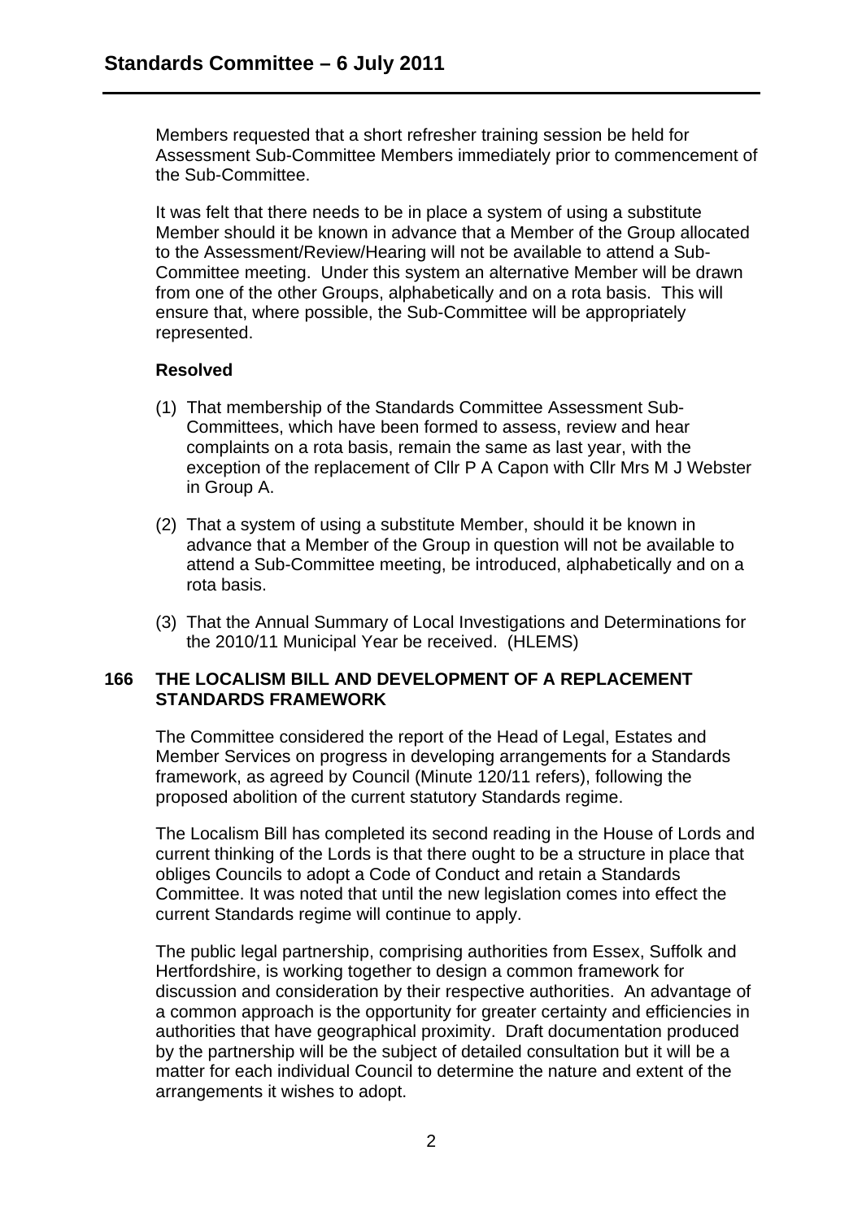Members requested that a short refresher training session be held for Assessment Sub-Committee Members immediately prior to commencement of the Sub-Committee.

It was felt that there needs to be in place a system of using a substitute Member should it be known in advance that a Member of the Group allocated to the Assessment/Review/Hearing will not be available to attend a Sub-Committee meeting. Under this system an alternative Member will be drawn from one of the other Groups, alphabetically and on a rota basis. This will ensure that, where possible, the Sub-Committee will be appropriately represented.

**Resolved**

(1) That membership of the Standards Committee Assessment Sub-Committees, which have been formed to assess, review and hear complaints on a rota basis, remain the same as last year, with the exception of the replacement of Cllr P A Capon with Cllr Mrs M J Webster in Group A.

(2) That a system of using a substitute Member, should it be known in advance that a Member of the Group in question will not be available to attend a Sub-Committee meeting, be introduced, alphabetically and on a rota basis.

(3) That the Annual Summary of Local Investigations and Determinations for the 2010/11 Municipal Year be received. (HLEMS)

**166 THE LOCALISM BILL AND DEVELOPMENT OF A REPLACEMENT STANDARDS FRAMEWORK**

The Committee considered the report of the Head of Legal, Estates and Member Services on progress in developing arrangements for a Standards framework, as agreed by Council (Minute 120/11 refers), following the proposed abolition of the current statutory Standards regime.

The Localism Bill has completed its second reading in the House of Lords and current thinking of the Lords is that there ought to be a structure in place that obliges Councils to adopt a Code of Conduct and retain a Standards Committee. It was noted that until the new legislation comes into effect the current Standards regime will continue to apply.

The public legal partnership, comprising authorities from Essex, Suffolk and Hertfordshire, is working together to design a common framework for discussion and consideration by their respective authorities. An advantage of a common approach is the opportunity for greater certainty and efficiencies in authorities that have geographical proximity. Draft documentation produced by the partnership will be the subject of detailed consultation but it will be a matter for each individual Council to determine the nature and extent of the arrangements it wishes to adopt.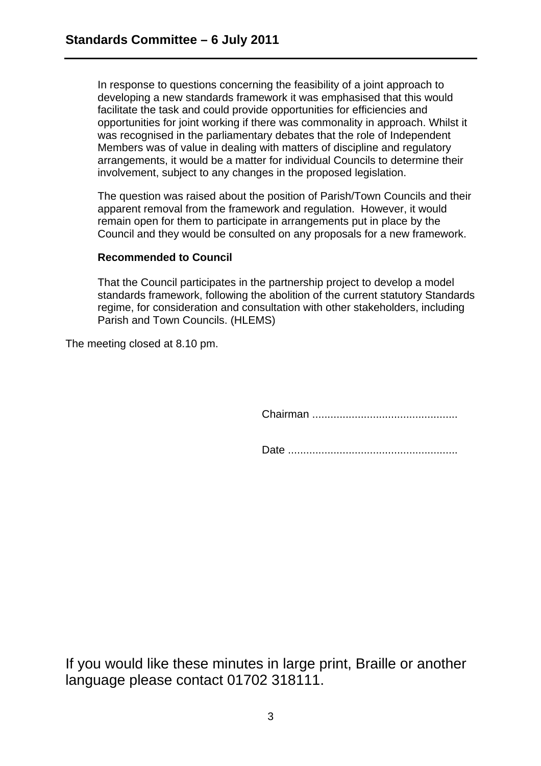In response to questions concerning the feasibility of a joint approach to developing a new standards framework it was emphasised that this would facilitate the task and could provide opportunities for efficiencies and opportunities for joint working if there was commonality in approach. Whilst it was recognised in the parliamentary debates that the role of Independent Members was of value in dealing with matters of discipline and regulatory arrangements, it would be a matter for individual Councils to determine their involvement, subject to any changes in the proposed legislation.

The question was raised about the position of Parish/Town Councils and their apparent removal from the framework and regulation. However, it would remain open for them to participate in arrangements put in place by the Council and they would be consulted on any proposals for a new framework.

**Recommended to Council**

That the Council participates in the partnership project to develop a model standards framework, following the abolition of the current statutory Standards regime, for consideration and consultation with other stakeholders, including Parish and Town Councils. (HLEMS)

The meeting closed at 8.10 pm.

Chairman ...............................................

Date .......................................................

If you would like these minutes in large print, Braille or another language please contact 01702 318111.